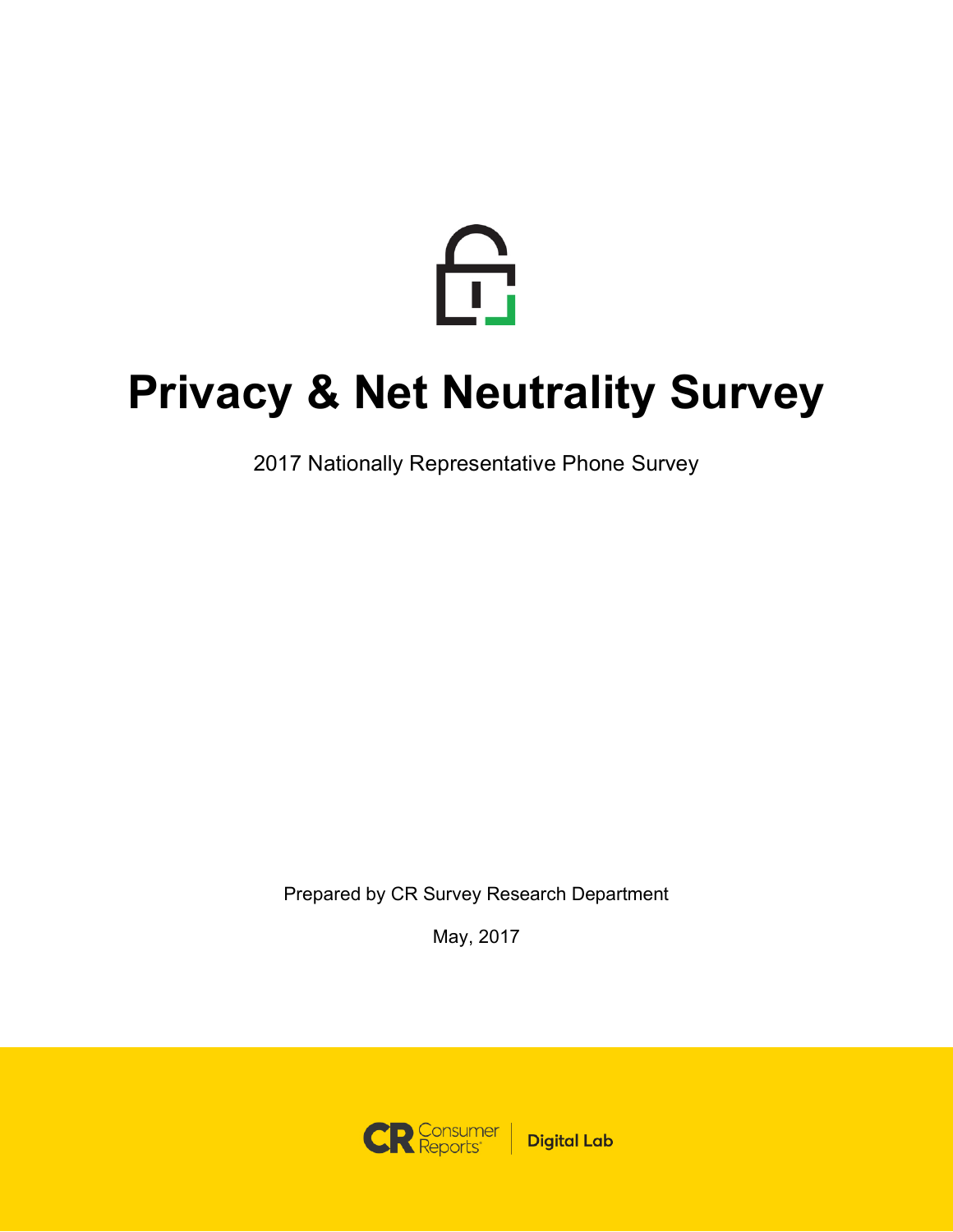# Privacy & Net Neutrality Survey

2017 Nationally Representative Phone Survey

Prepared by CR Survey Research Department

May, 2017

Consumer Reports | Digital Lab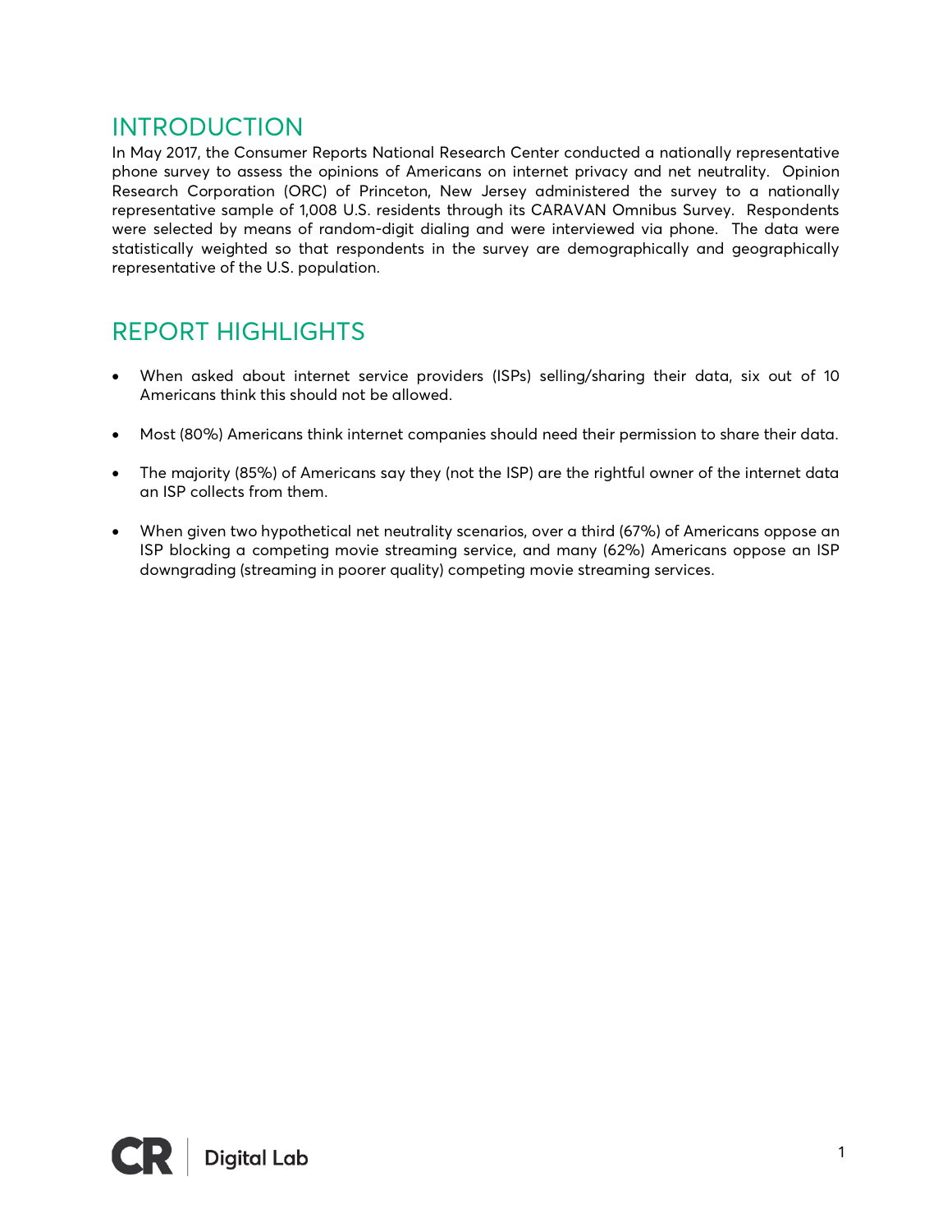## INTRODUCTION

In May 2017, the Consumer Reports National Research Center conducted a nationally representative phone survey to assess the opinions of Americans on internet privacy and net neutrality. Opinion Research Corporation (ORC) of Princeton, New Jersey administered the survey to a nationally representative sample of 1,008 U.S. residents through its CARAVAN Omnibus Survey. Respondents were selected by means of random-digit dialing and were interviewed via phone. The data were statistically weighted so that respondents in the survey are demographically and geographically representative of the U.S. population.

## REPORT HIGHLIGHTS

- When asked about internet service providers (ISPs) selling/sharing their data, six out of 10 Americans think this should not be allowed.
- Most (80%) Americans think internet companies should need their permission to share their data.
- The majority (85%) of Americans say they (not the ISP) are the rightful owner of the internet data an ISP collects from them.
- When given two hypothetical net neutrality scenarios, over a third (67%) of Americans oppose an ISP blocking a competing movie streaming service, and many (62%) Americans oppose an ISP downgrading (streaming in poorer quality) competing movie streaming services.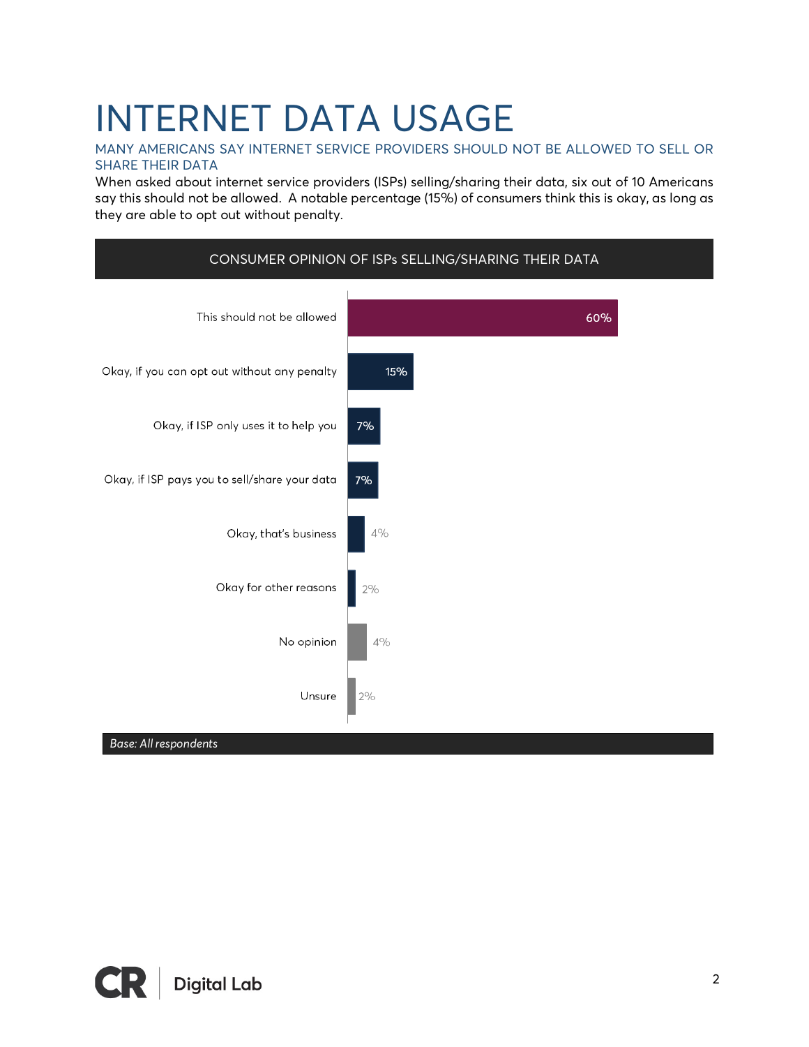# INTERNET DATA USAGE

## MANY AMERICANS SAY INTERNET SERVICE PROVIDERS SHOULD NOT BE ALLOWED TO SELL OR SHARE THEIR DATA

When asked about internet service providers (ISPs) selling/sharing their data, six out of 10 Americans say this should not be allowed. A notable percentage (15%) of consumers think this is okay, as long as they are able to opt out without penalty.

**CONSUMER OPINION OF ISPs SELLING/SHARING THEIR DATA**

| Response | % |
|---|---|
| This should not be allowed | 60% |
| Okay, if you can opt out without any penalty | 15% |
| Okay, if ISP only uses it to help you | 7% |
| Okay, if ISP pays you to sell/share your data | 7% |
| Okay, that's business | 4% |
| Okay for other reasons | 2% |
| No opinion | 4% |
| Unsure | 2% |

*Base: All respondents*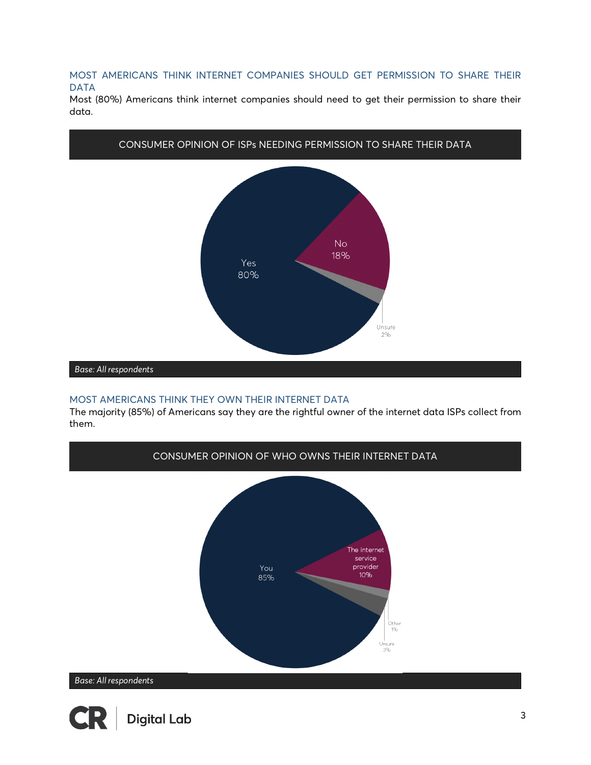## MOST AMERICANS THINK INTERNET COMPANIES SHOULD GET PERMISSION TO SHARE THEIR DATA

Most (80%) Americans think internet companies should need to get their permission to share their data.

**CONSUMER OPINION OF ISPs NEEDING PERMISSION TO SHARE THEIR DATA**

Yes 80%

No 18%

Unsure 2%

*Base: All respondents*

## MOST AMERICANS THINK THEY OWN THEIR INTERNET DATA

The majority (85%) of Americans say they are the rightful owner of the internet data ISPs collect from them.

**CONSUMER OPINION OF WHO OWNS THEIR INTERNET DATA**

You 85%

The internet service provider 10%

Other 1%

Unsure 3%

*Base: All respondents*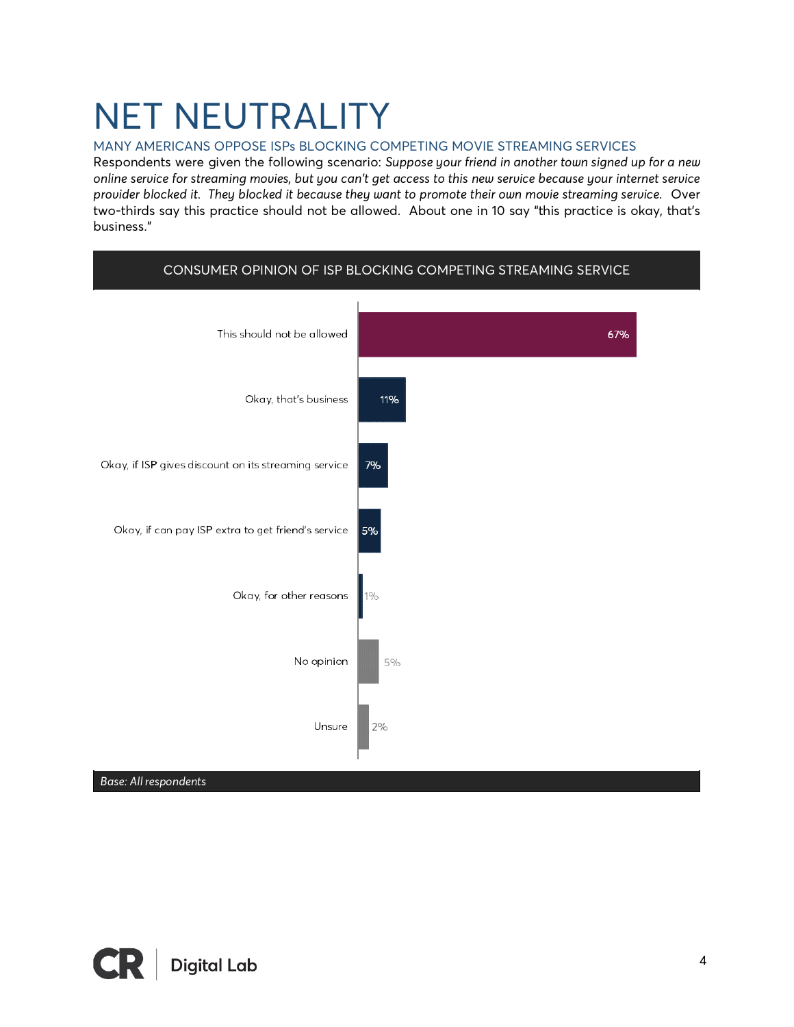# NET NEUTRALITY

## MANY AMERICANS OPPOSE ISPs BLOCKING COMPETING MOVIE STREAMING SERVICES

Respondents were given the following scenario: *Suppose your friend in another town signed up for a new online service for streaming movies, but you can't get access to this new service because your internet service provider blocked it. They blocked it because they want to promote their own movie streaming service.* Over two-thirds say this practice should not be allowed. About one in 10 say "this practice is okay, that's business."

**CONSUMER OPINION OF ISP BLOCKING COMPETING STREAMING SERVICE**

| Response | Percent |
|---|---|
| This should not be allowed | 67% |
| Okay, that's business | 11% |
| Okay, if ISP gives discount on its streaming service | 7% |
| Okay, if can pay ISP extra to get friend's service | 5% |
| Okay, for other reasons | 1% |
| No opinion | 5% |
| Unsure | 2% |

*Base: All respondents*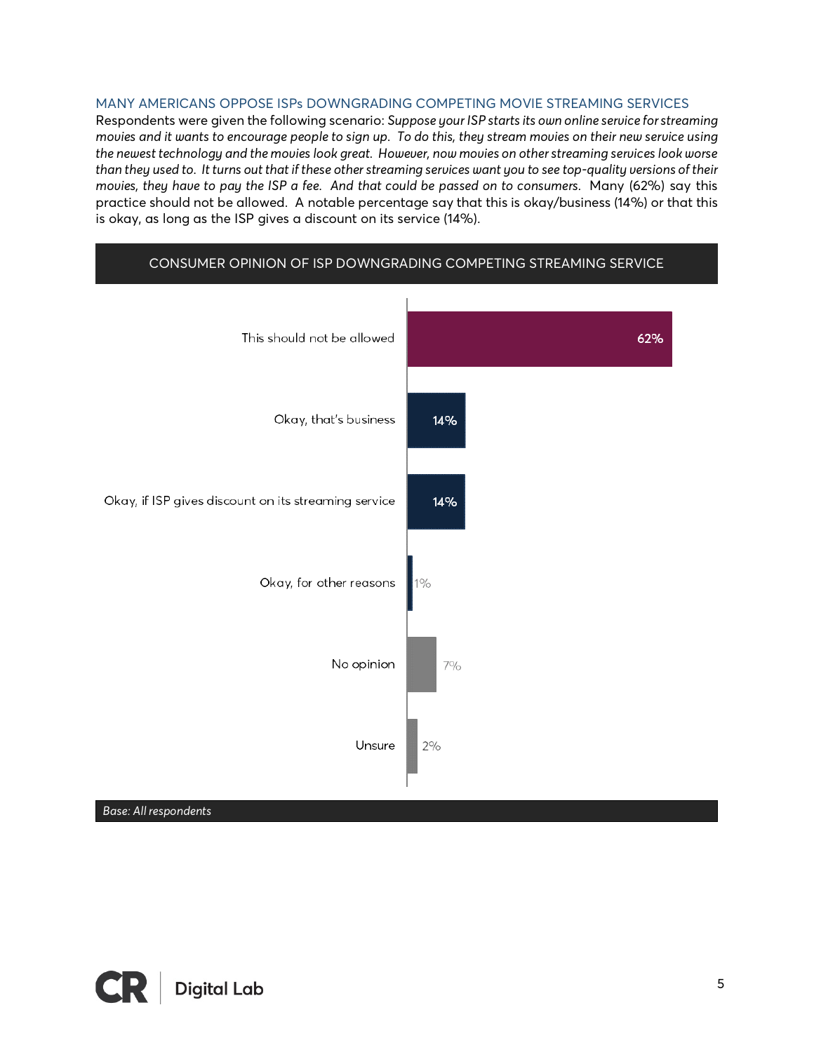## MANY AMERICANS OPPOSE ISPs DOWNGRADING COMPETING MOVIE STREAMING SERVICES

Respondents were given the following scenario: *Suppose your ISP starts its own online service for streaming movies and it wants to encourage people to sign up. To do this, they stream movies on their new service using the newest technology and the movies look great. However, now movies on other streaming services look worse than they used to. It turns out that if these other streaming services want you to see top-quality versions of their movies, they have to pay the ISP a fee. And that could be passed on to consumers.* Many (62%) say this practice should not be allowed. A notable percentage say that this is okay/business (14%) or that this is okay, as long as the ISP gives a discount on its service (14%).

**CONSUMER OPINION OF ISP DOWNGRADING COMPETING STREAMING SERVICE**

| Response | Percentage |
|---|---|
| This should not be allowed | 62% |
| Okay, that's business | 14% |
| Okay, if ISP gives discount on its streaming service | 14% |
| Okay, for other reasons | 1% |
| No opinion | 7% |
| Unsure | 2% |

*Base: All respondents*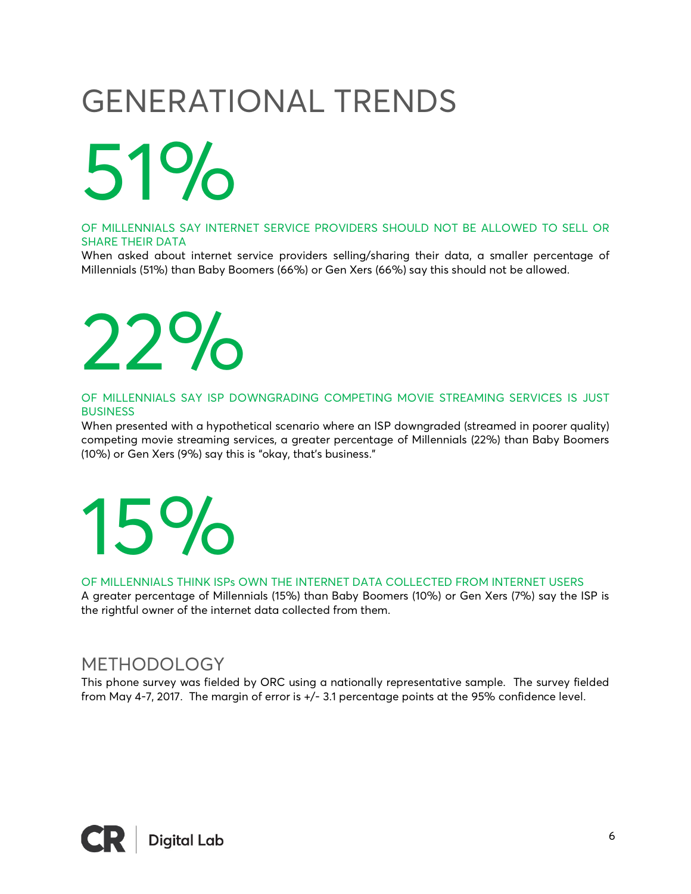# GENERATIONAL TRENDS

# 51%

OF MILLENNIALS SAY INTERNET SERVICE PROVIDERS SHOULD NOT BE ALLOWED TO SELL OR SHARE THEIR DATA

When asked about internet service providers selling/sharing their data, a smaller percentage of Millennials (51%) than Baby Boomers (66%) or Gen Xers (66%) say this should not be allowed.

# 22%

OF MILLENNIALS SAY ISP DOWNGRADING COMPETING MOVIE STREAMING SERVICES IS JUST BUSINESS

When presented with a hypothetical scenario where an ISP downgraded (streamed in poorer quality) competing movie streaming services, a greater percentage of Millennials (22%) than Baby Boomers (10%) or Gen Xers (9%) say this is "okay, that's business."

# 15%

OF MILLENNIALS THINK ISPs OWN THE INTERNET DATA COLLECTED FROM INTERNET USERS

A greater percentage of Millennials (15%) than Baby Boomers (10%) or Gen Xers (7%) say the ISP is the rightful owner of the internet data collected from them.

## METHODOLOGY

This phone survey was fielded by ORC using a nationally representative sample. The survey fielded from May 4-7, 2017. The margin of error is +/- 3.1 percentage points at the 95% confidence level.

CR | Digital Lab